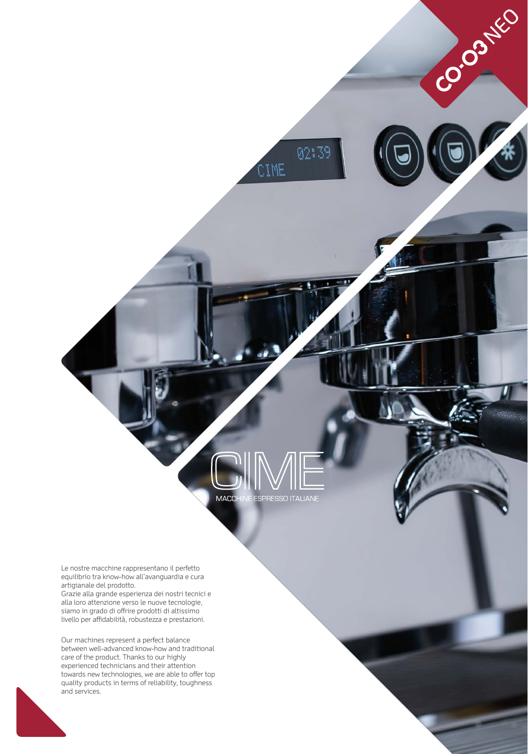# CO-03 NEO

# CIME

MACCHINE ESPRESSO ITALIANE

Le nostre macchine rappresentano il perfetto equilibrio tra know-how all'avanguardia e cura artigianale del prodotto.
Grazie alla grande esperienza dei nostri tecnici e alla loro attenzione verso le nuove tecnologie, siamo in grado di offrire prodotti di altissimo livello per affidabilità, robustezza e prestazioni.

Our machines represent a perfect balance between well-advanced know-how and traditional care of the product. Thanks to our highly experienced technicians and their attention towards new technologies, we are able to offer top quality products in terms of reliability, toughness and services.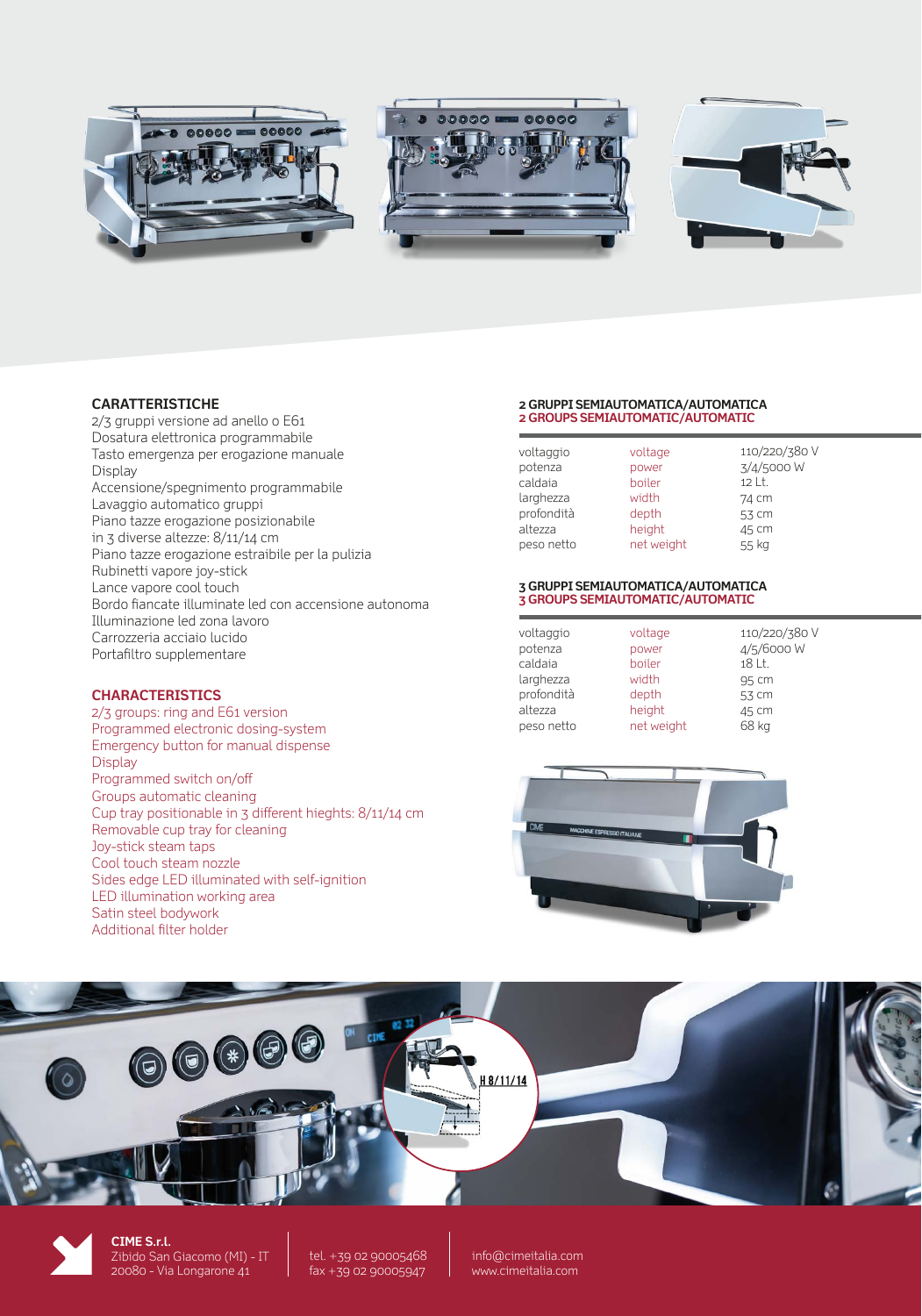## CARATTERISTICHE

2/3 gruppi versione ad anello o E61
Dosatura elettronica programmabile
Tasto emergenza per erogazione manuale
Display
Accensione/spegnimento programmabile
Lavaggio automatico gruppi
Piano tazze erogazione posizionabile
in 3 diverse altezze: 8/11/14 cm
Piano tazze erogazione estraibile per la pulizia
Rubinetti vapore joy-stick
Lance vapore cool touch
Bordo fiancate illuminate led con accensione autonoma
Illuminazione led zona lavoro
Carrozzeria acciaio lucido
Portafiltro supplementare

## CHARACTERISTICS

2/3 groups: ring and E61 version
Programmed electronic dosing-system
Emergency button for manual dispense
Display
Programmed switch on/off
Groups automatic cleaning
Cup tray positionable in 3 different hieghts: 8/11/14 cm
Removable cup tray for cleaning
Joy-stick steam taps
Cool touch steam nozzle
Sides edge LED illuminated with self-ignition
LED illumination working area
Satin steel bodywork
Additional filter holder

### 2 GRUPPI SEMIAUTOMATICA/AUTOMATICA
### 2 GROUPS SEMIAUTOMATIC/AUTOMATIC

| | | |
|---|---|---|
| voltaggio | voltage | 110/220/380 V |
| potenza | power | 3/4/5000 W |
| caldaia | boiler | 12 Lt. |
| larghezza | width | 74 cm |
| profondità | depth | 53 cm |
| altezza | height | 45 cm |
| peso netto | net weight | 55 kg |

### 3 GRUPPI SEMIAUTOMATICA/AUTOMATICA
### 3 GROUPS SEMIAUTOMATIC/AUTOMATIC

| | | |
|---|---|---|
| voltaggio | voltage | 110/220/380 V |
| potenza | power | 4/5/6000 W |
| caldaia | boiler | 18 Lt. |
| larghezza | width | 95 cm |
| profondità | depth | 53 cm |
| altezza | height | 45 cm |
| peso netto | net weight | 68 kg |

H 8/11/14

**CIME S.r.l.**
Zibido San Giacomo (MI) - IT
20080 - Via Longarone 41

tel. +39 02 90005468
fax +39 02 90005947

info@cimeitalia.com
www.cimeitalia.com